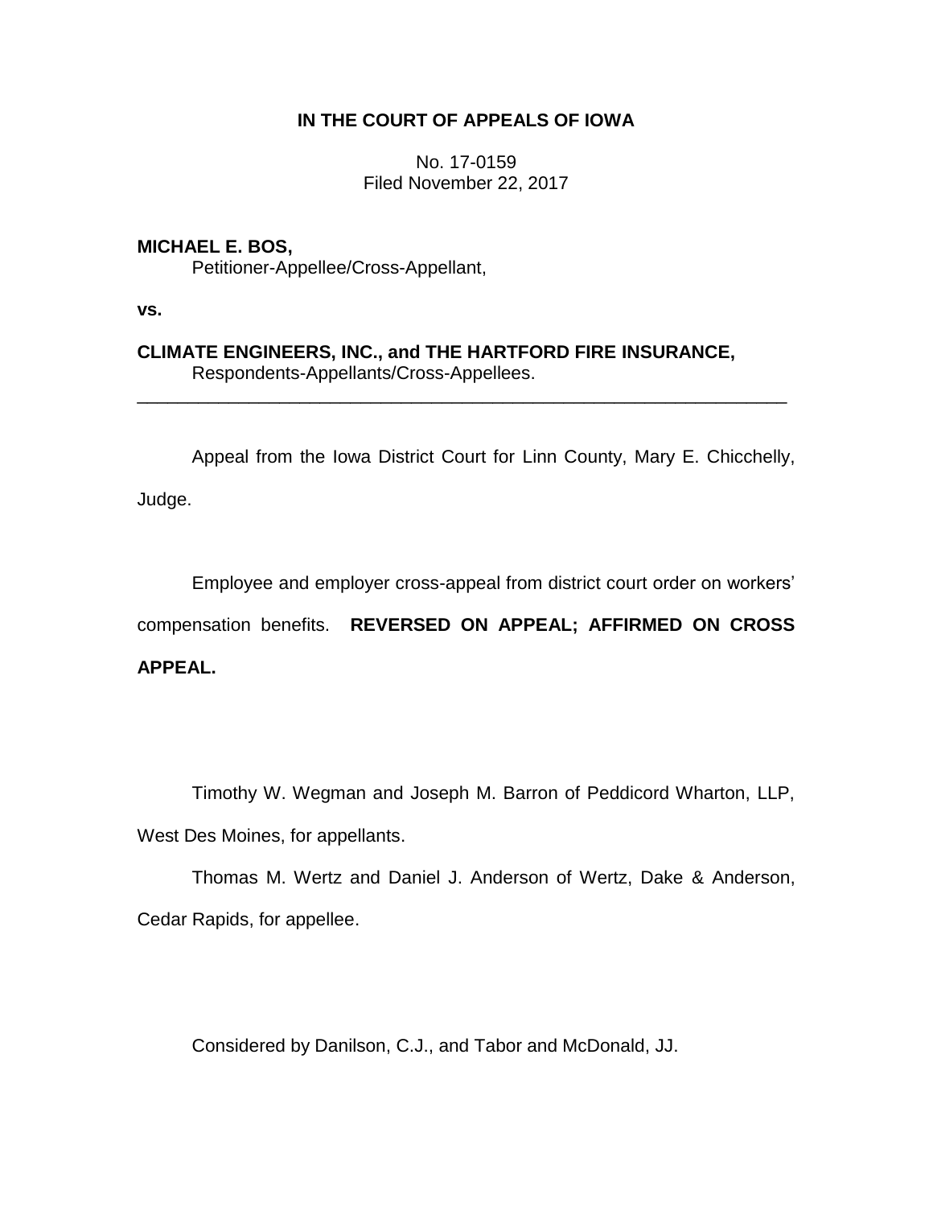**IN THE COURT OF APPEALS OF IOWA**

No. 17-0159
Filed November 22, 2017

**MICHAEL E. BOS,**
Petitioner-Appellee/Cross-Appellant,

**vs.**

**CLIMATE ENGINEERS, INC., and THE HARTFORD FIRE INSURANCE,**
Respondents-Appellants/Cross-Appellees.

---

Appeal from the Iowa District Court for Linn County, Mary E. Chicchelly, Judge.

Employee and employer cross-appeal from district court order on workers' compensation benefits. **REVERSED ON APPEAL; AFFIRMED ON CROSS APPEAL.**

Timothy W. Wegman and Joseph M. Barron of Peddicord Wharton, LLP, West Des Moines, for appellants.

Thomas M. Wertz and Daniel J. Anderson of Wertz, Dake & Anderson, Cedar Rapids, for appellee.

Considered by Danilson, C.J., and Tabor and McDonald, JJ.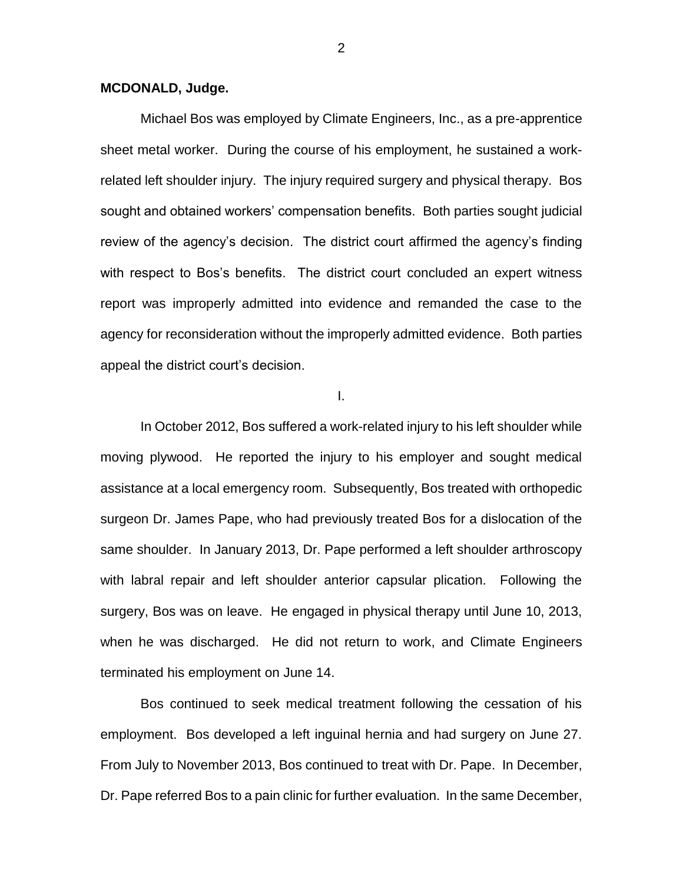**MCDONALD, Judge.**

Michael Bos was employed by Climate Engineers, Inc., as a pre-apprentice sheet metal worker. During the course of his employment, he sustained a work-related left shoulder injury. The injury required surgery and physical therapy. Bos sought and obtained workers' compensation benefits. Both parties sought judicial review of the agency's decision. The district court affirmed the agency's finding with respect to Bos's benefits. The district court concluded an expert witness report was improperly admitted into evidence and remanded the case to the agency for reconsideration without the improperly admitted evidence. Both parties appeal the district court's decision.

I.

In October 2012, Bos suffered a work-related injury to his left shoulder while moving plywood. He reported the injury to his employer and sought medical assistance at a local emergency room. Subsequently, Bos treated with orthopedic surgeon Dr. James Pape, who had previously treated Bos for a dislocation of the same shoulder. In January 2013, Dr. Pape performed a left shoulder arthroscopy with labral repair and left shoulder anterior capsular plication. Following the surgery, Bos was on leave. He engaged in physical therapy until June 10, 2013, when he was discharged. He did not return to work, and Climate Engineers terminated his employment on June 14.

Bos continued to seek medical treatment following the cessation of his employment. Bos developed a left inguinal hernia and had surgery on June 27. From July to November 2013, Bos continued to treat with Dr. Pape. In December, Dr. Pape referred Bos to a pain clinic for further evaluation. In the same December,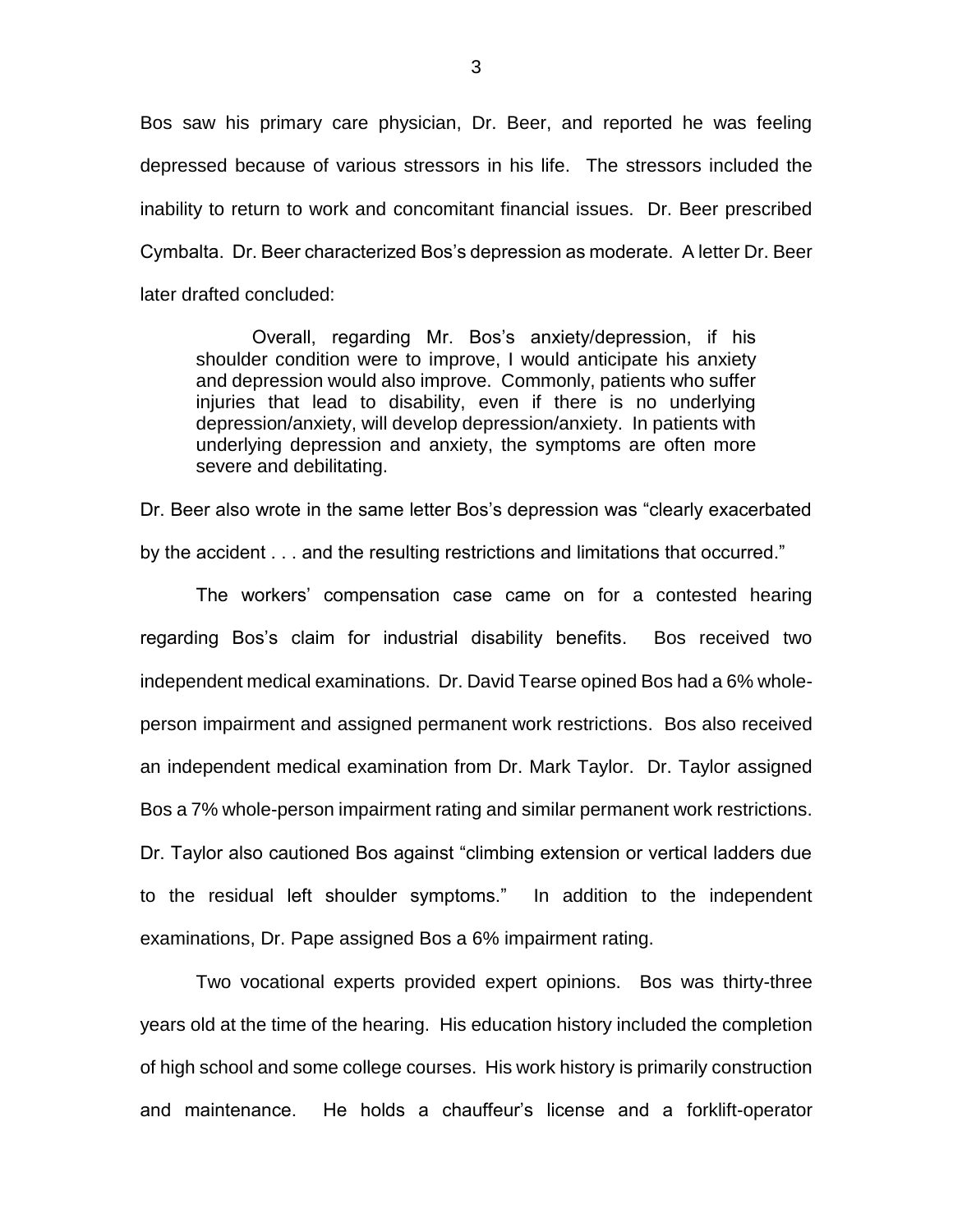Bos saw his primary care physician, Dr. Beer, and reported he was feeling depressed because of various stressors in his life. The stressors included the inability to return to work and concomitant financial issues. Dr. Beer prescribed Cymbalta. Dr. Beer characterized Bos's depression as moderate. A letter Dr. Beer later drafted concluded:

> Overall, regarding Mr. Bos's anxiety/depression, if his shoulder condition were to improve, I would anticipate his anxiety and depression would also improve. Commonly, patients who suffer injuries that lead to disability, even if there is no underlying depression/anxiety, will develop depression/anxiety. In patients with underlying depression and anxiety, the symptoms are often more severe and debilitating.

Dr. Beer also wrote in the same letter Bos's depression was "clearly exacerbated by the accident . . . and the resulting restrictions and limitations that occurred."

The workers' compensation case came on for a contested hearing regarding Bos's claim for industrial disability benefits. Bos received two independent medical examinations. Dr. David Tearse opined Bos had a 6% whole-person impairment and assigned permanent work restrictions. Bos also received an independent medical examination from Dr. Mark Taylor. Dr. Taylor assigned Bos a 7% whole-person impairment rating and similar permanent work restrictions. Dr. Taylor also cautioned Bos against "climbing extension or vertical ladders due to the residual left shoulder symptoms." In addition to the independent examinations, Dr. Pape assigned Bos a 6% impairment rating.

Two vocational experts provided expert opinions. Bos was thirty-three years old at the time of the hearing. His education history included the completion of high school and some college courses. His work history is primarily construction and maintenance. He holds a chauffeur's license and a forklift-operator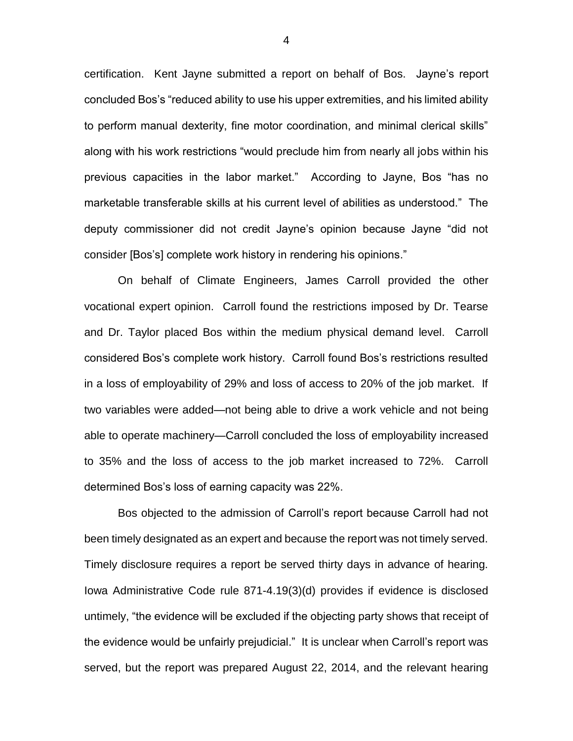certification. Kent Jayne submitted a report on behalf of Bos. Jayne's report concluded Bos's "reduced ability to use his upper extremities, and his limited ability to perform manual dexterity, fine motor coordination, and minimal clerical skills" along with his work restrictions "would preclude him from nearly all jobs within his previous capacities in the labor market." According to Jayne, Bos "has no marketable transferable skills at his current level of abilities as understood." The deputy commissioner did not credit Jayne's opinion because Jayne "did not consider [Bos's] complete work history in rendering his opinions."

On behalf of Climate Engineers, James Carroll provided the other vocational expert opinion. Carroll found the restrictions imposed by Dr. Tearse and Dr. Taylor placed Bos within the medium physical demand level. Carroll considered Bos's complete work history. Carroll found Bos's restrictions resulted in a loss of employability of 29% and loss of access to 20% of the job market. If two variables were added—not being able to drive a work vehicle and not being able to operate machinery—Carroll concluded the loss of employability increased to 35% and the loss of access to the job market increased to 72%. Carroll determined Bos's loss of earning capacity was 22%.

Bos objected to the admission of Carroll's report because Carroll had not been timely designated as an expert and because the report was not timely served. Timely disclosure requires a report be served thirty days in advance of hearing. Iowa Administrative Code rule 871-4.19(3)(d) provides if evidence is disclosed untimely, "the evidence will be excluded if the objecting party shows that receipt of the evidence would be unfairly prejudicial." It is unclear when Carroll's report was served, but the report was prepared August 22, 2014, and the relevant hearing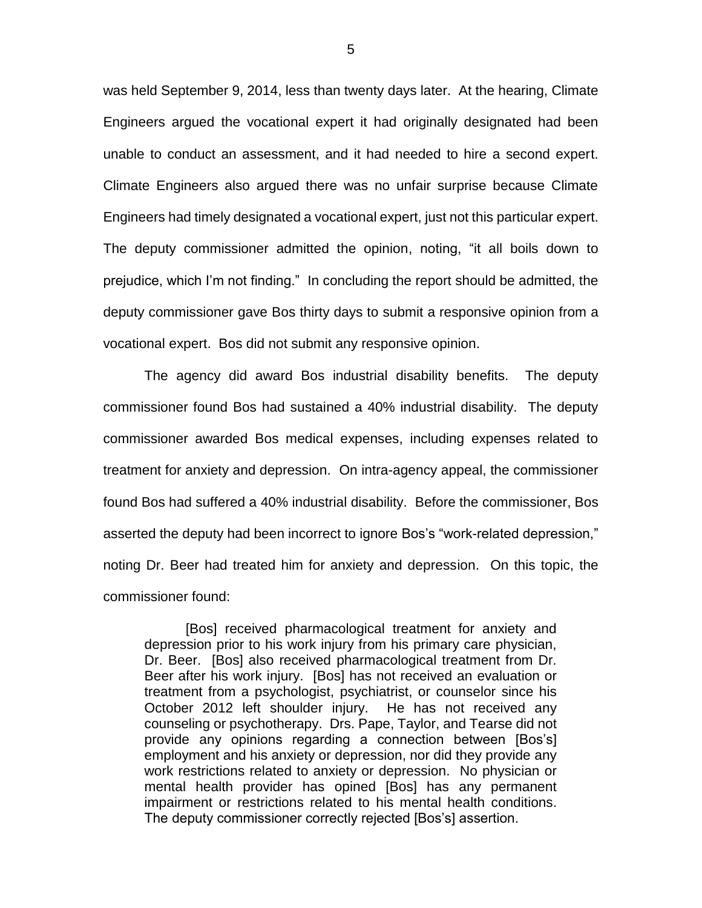was held September 9, 2014, less than twenty days later. At the hearing, Climate Engineers argued the vocational expert it had originally designated had been unable to conduct an assessment, and it had needed to hire a second expert. Climate Engineers also argued there was no unfair surprise because Climate Engineers had timely designated a vocational expert, just not this particular expert. The deputy commissioner admitted the opinion, noting, "it all boils down to prejudice, which I'm not finding." In concluding the report should be admitted, the deputy commissioner gave Bos thirty days to submit a responsive opinion from a vocational expert. Bos did not submit any responsive opinion.

The agency did award Bos industrial disability benefits. The deputy commissioner found Bos had sustained a 40% industrial disability. The deputy commissioner awarded Bos medical expenses, including expenses related to treatment for anxiety and depression. On intra-agency appeal, the commissioner found Bos had suffered a 40% industrial disability. Before the commissioner, Bos asserted the deputy had been incorrect to ignore Bos's "work-related depression," noting Dr. Beer had treated him for anxiety and depression. On this topic, the commissioner found:

> [Bos] received pharmacological treatment for anxiety and depression prior to his work injury from his primary care physician, Dr. Beer. [Bos] also received pharmacological treatment from Dr. Beer after his work injury. [Bos] has not received an evaluation or treatment from a psychologist, psychiatrist, or counselor since his October 2012 left shoulder injury. He has not received any counseling or psychotherapy. Drs. Pape, Taylor, and Tearse did not provide any opinions regarding a connection between [Bos's] employment and his anxiety or depression, nor did they provide any work restrictions related to anxiety or depression. No physician or mental health provider has opined [Bos] has any permanent impairment or restrictions related to his mental health conditions. The deputy commissioner correctly rejected [Bos's] assertion.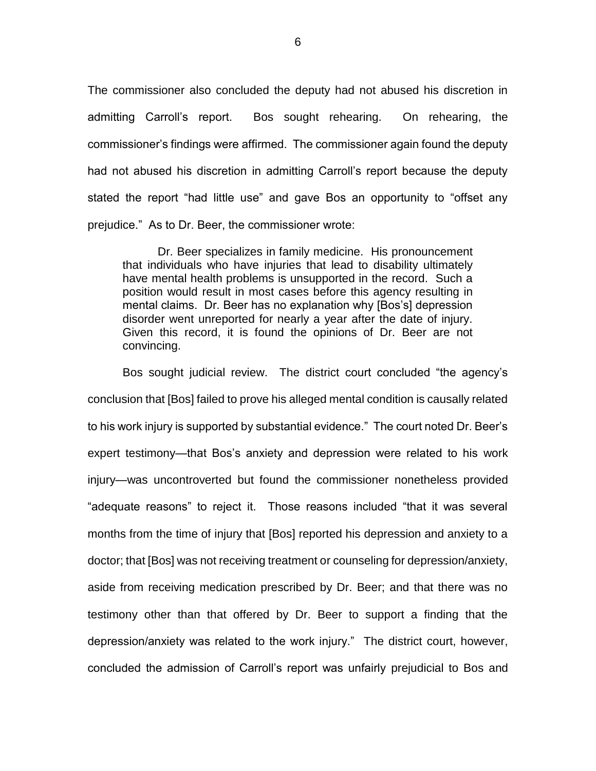The commissioner also concluded the deputy had not abused his discretion in admitting Carroll's report. Bos sought rehearing. On rehearing, the commissioner's findings were affirmed. The commissioner again found the deputy had not abused his discretion in admitting Carroll's report because the deputy stated the report "had little use" and gave Bos an opportunity to "offset any prejudice." As to Dr. Beer, the commissioner wrote:

> Dr. Beer specializes in family medicine. His pronouncement that individuals who have injuries that lead to disability ultimately have mental health problems is unsupported in the record. Such a position would result in most cases before this agency resulting in mental claims. Dr. Beer has no explanation why [Bos's] depression disorder went unreported for nearly a year after the date of injury. Given this record, it is found the opinions of Dr. Beer are not convincing.

Bos sought judicial review. The district court concluded "the agency's conclusion that [Bos] failed to prove his alleged mental condition is causally related to his work injury is supported by substantial evidence." The court noted Dr. Beer's expert testimony—that Bos's anxiety and depression were related to his work injury—was uncontroverted but found the commissioner nonetheless provided "adequate reasons" to reject it. Those reasons included "that it was several months from the time of injury that [Bos] reported his depression and anxiety to a doctor; that [Bos] was not receiving treatment or counseling for depression/anxiety, aside from receiving medication prescribed by Dr. Beer; and that there was no testimony other than that offered by Dr. Beer to support a finding that the depression/anxiety was related to the work injury." The district court, however, concluded the admission of Carroll's report was unfairly prejudicial to Bos and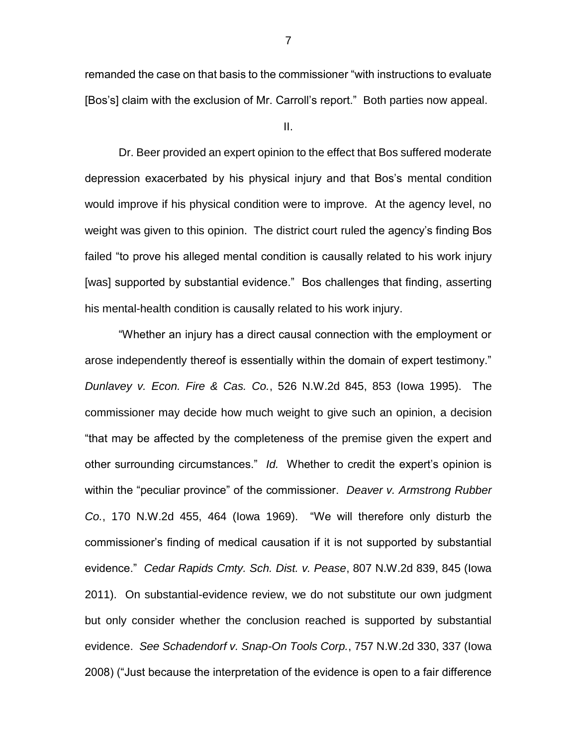remanded the case on that basis to the commissioner "with instructions to evaluate [Bos's] claim with the exclusion of Mr. Carroll's report." Both parties now appeal.

II.

Dr. Beer provided an expert opinion to the effect that Bos suffered moderate depression exacerbated by his physical injury and that Bos's mental condition would improve if his physical condition were to improve. At the agency level, no weight was given to this opinion. The district court ruled the agency's finding Bos failed "to prove his alleged mental condition is causally related to his work injury [was] supported by substantial evidence." Bos challenges that finding, asserting his mental-health condition is causally related to his work injury.

"Whether an injury has a direct causal connection with the employment or arose independently thereof is essentially within the domain of expert testimony." *Dunlavey v. Econ. Fire & Cas. Co.*, 526 N.W.2d 845, 853 (Iowa 1995). The commissioner may decide how much weight to give such an opinion, a decision "that may be affected by the completeness of the premise given the expert and other surrounding circumstances." *Id.* Whether to credit the expert's opinion is within the "peculiar province" of the commissioner. *Deaver v. Armstrong Rubber Co.*, 170 N.W.2d 455, 464 (Iowa 1969). "We will therefore only disturb the commissioner's finding of medical causation if it is not supported by substantial evidence." *Cedar Rapids Cmty. Sch. Dist. v. Pease*, 807 N.W.2d 839, 845 (Iowa 2011). On substantial-evidence review, we do not substitute our own judgment but only consider whether the conclusion reached is supported by substantial evidence. *See Schadendorf v. Snap-On Tools Corp.*, 757 N.W.2d 330, 337 (Iowa 2008) ("Just because the interpretation of the evidence is open to a fair difference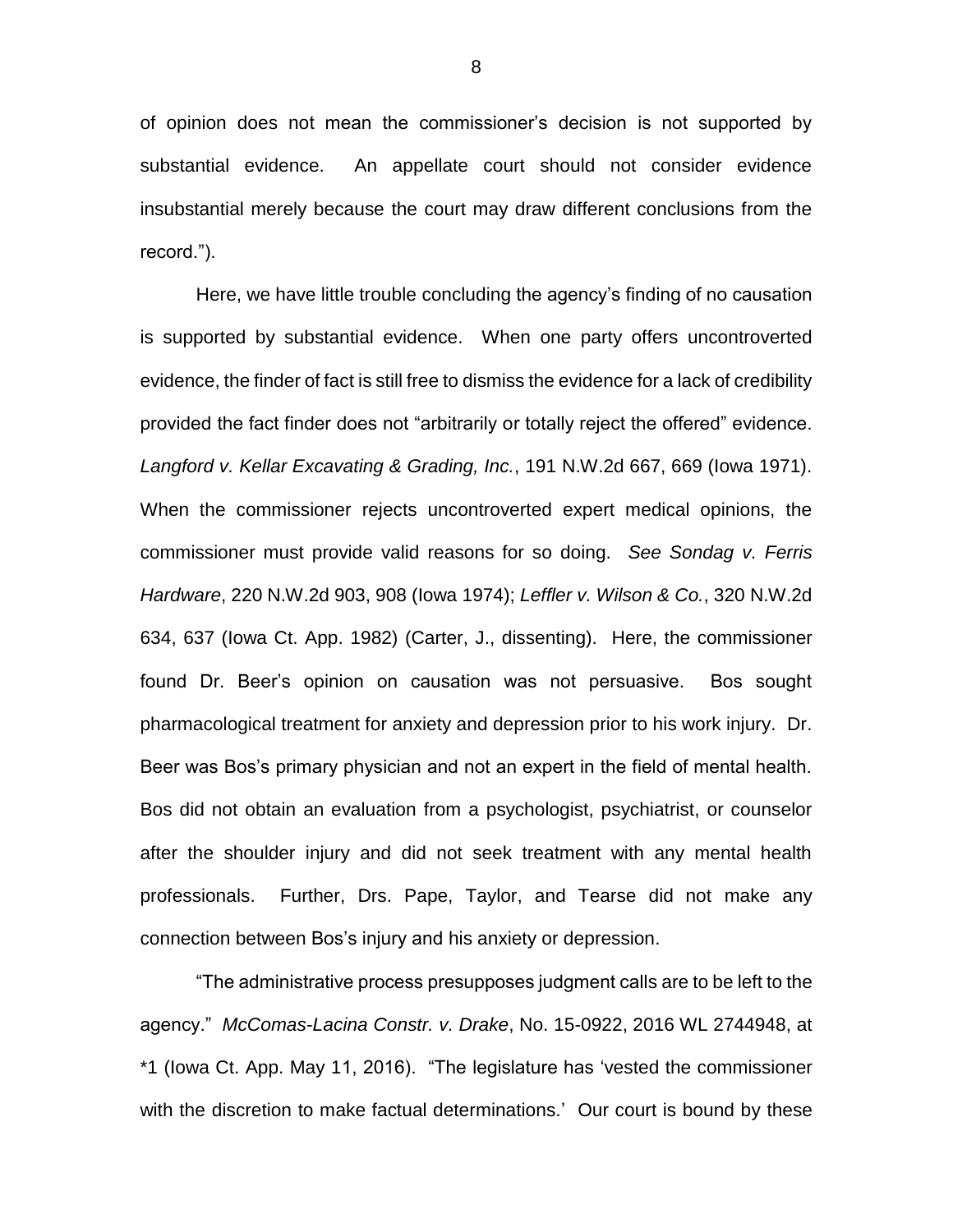of opinion does not mean the commissioner's decision is not supported by substantial evidence. An appellate court should not consider evidence insubstantial merely because the court may draw different conclusions from the record.").

Here, we have little trouble concluding the agency's finding of no causation is supported by substantial evidence. When one party offers uncontroverted evidence, the finder of fact is still free to dismiss the evidence for a lack of credibility provided the fact finder does not "arbitrarily or totally reject the offered" evidence. *Langford v. Kellar Excavating & Grading, Inc.*, 191 N.W.2d 667, 669 (Iowa 1971). When the commissioner rejects uncontroverted expert medical opinions, the commissioner must provide valid reasons for so doing. *See Sondag v. Ferris Hardware*, 220 N.W.2d 903, 908 (Iowa 1974); *Leffler v. Wilson & Co.*, 320 N.W.2d 634, 637 (Iowa Ct. App. 1982) (Carter, J., dissenting). Here, the commissioner found Dr. Beer's opinion on causation was not persuasive. Bos sought pharmacological treatment for anxiety and depression prior to his work injury. Dr. Beer was Bos's primary physician and not an expert in the field of mental health. Bos did not obtain an evaluation from a psychologist, psychiatrist, or counselor after the shoulder injury and did not seek treatment with any mental health professionals. Further, Drs. Pape, Taylor, and Tearse did not make any connection between Bos's injury and his anxiety or depression.

"The administrative process presupposes judgment calls are to be left to the agency." *McComas-Lacina Constr. v. Drake*, No. 15-0922, 2016 WL 2744948, at *1 (Iowa Ct. App. May 11, 2016). "The legislature has 'vested the commissioner with the discretion to make factual determinations.' Our court is bound by these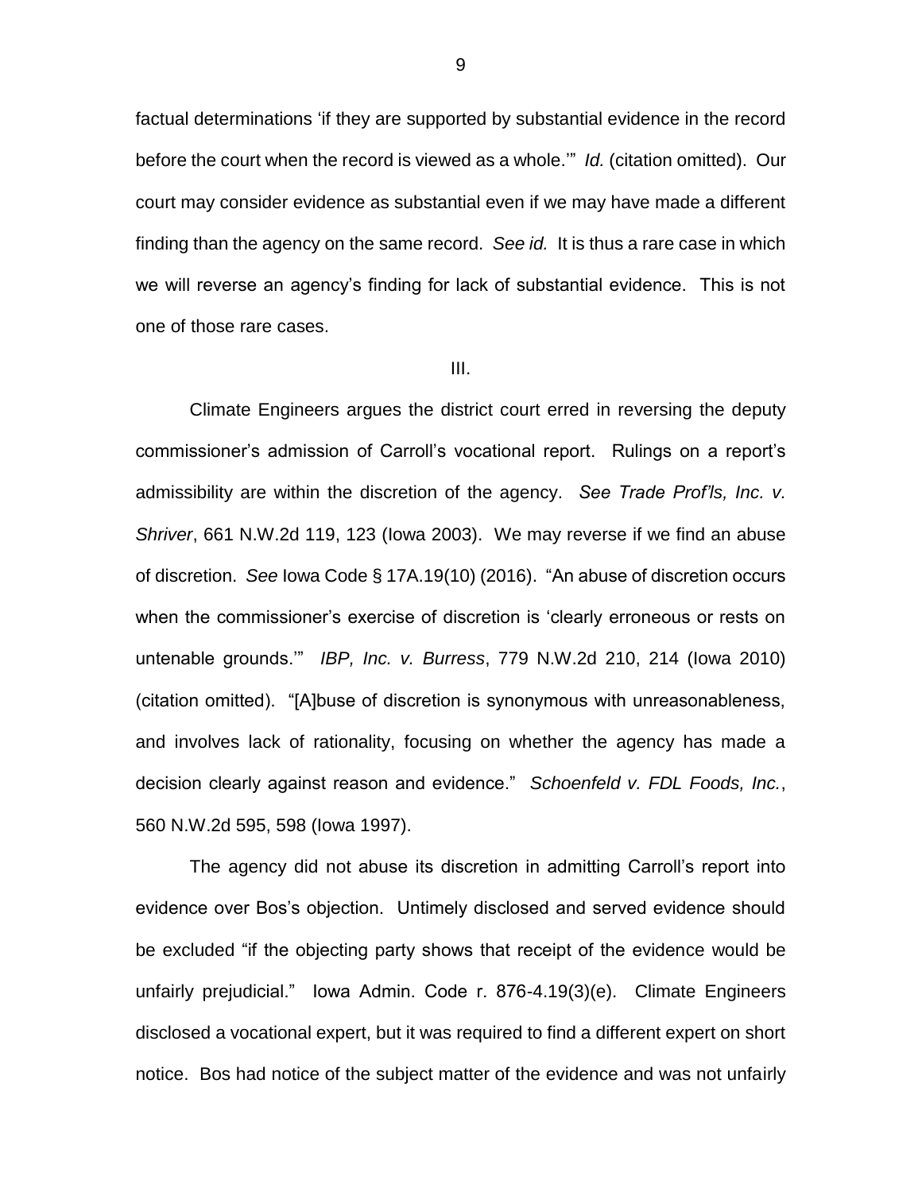factual determinations 'if they are supported by substantial evidence in the record before the court when the record is viewed as a whole.'" *Id.* (citation omitted). Our court may consider evidence as substantial even if we may have made a different finding than the agency on the same record. *See id.* It is thus a rare case in which we will reverse an agency's finding for lack of substantial evidence. This is not one of those rare cases.

III.

Climate Engineers argues the district court erred in reversing the deputy commissioner's admission of Carroll's vocational report. Rulings on a report's admissibility are within the discretion of the agency. *See Trade Prof'ls, Inc. v. Shriver*, 661 N.W.2d 119, 123 (Iowa 2003). We may reverse if we find an abuse of discretion. *See* Iowa Code § 17A.19(10) (2016). "An abuse of discretion occurs when the commissioner's exercise of discretion is 'clearly erroneous or rests on untenable grounds.'" *IBP, Inc. v. Burress*, 779 N.W.2d 210, 214 (Iowa 2010) (citation omitted). "[A]buse of discretion is synonymous with unreasonableness, and involves lack of rationality, focusing on whether the agency has made a decision clearly against reason and evidence." *Schoenfeld v. FDL Foods, Inc.*, 560 N.W.2d 595, 598 (Iowa 1997).

The agency did not abuse its discretion in admitting Carroll's report into evidence over Bos's objection. Untimely disclosed and served evidence should be excluded "if the objecting party shows that receipt of the evidence would be unfairly prejudicial." Iowa Admin. Code r. 876-4.19(3)(e). Climate Engineers disclosed a vocational expert, but it was required to find a different expert on short notice. Bos had notice of the subject matter of the evidence and was not unfairly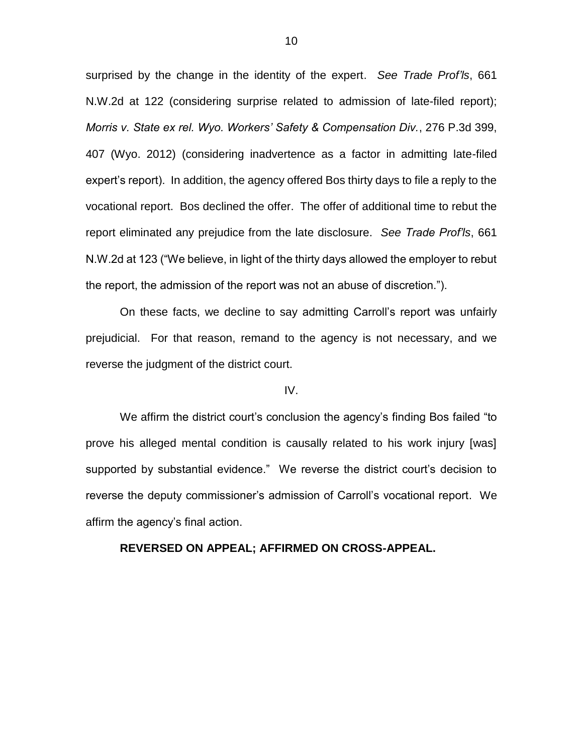surprised by the change in the identity of the expert. *See Trade Prof'ls*, 661 N.W.2d at 122 (considering surprise related to admission of late-filed report); *Morris v. State ex rel. Wyo. Workers' Safety & Compensation Div.*, 276 P.3d 399, 407 (Wyo. 2012) (considering inadvertence as a factor in admitting late-filed expert's report). In addition, the agency offered Bos thirty days to file a reply to the vocational report. Bos declined the offer. The offer of additional time to rebut the report eliminated any prejudice from the late disclosure. *See Trade Prof'ls*, 661 N.W.2d at 123 ("We believe, in light of the thirty days allowed the employer to rebut the report, the admission of the report was not an abuse of discretion.").

On these facts, we decline to say admitting Carroll's report was unfairly prejudicial. For that reason, remand to the agency is not necessary, and we reverse the judgment of the district court.

IV.

We affirm the district court's conclusion the agency's finding Bos failed "to prove his alleged mental condition is causally related to his work injury [was] supported by substantial evidence." We reverse the district court's decision to reverse the deputy commissioner's admission of Carroll's vocational report. We affirm the agency's final action.

**REVERSED ON APPEAL; AFFIRMED ON CROSS-APPEAL.**